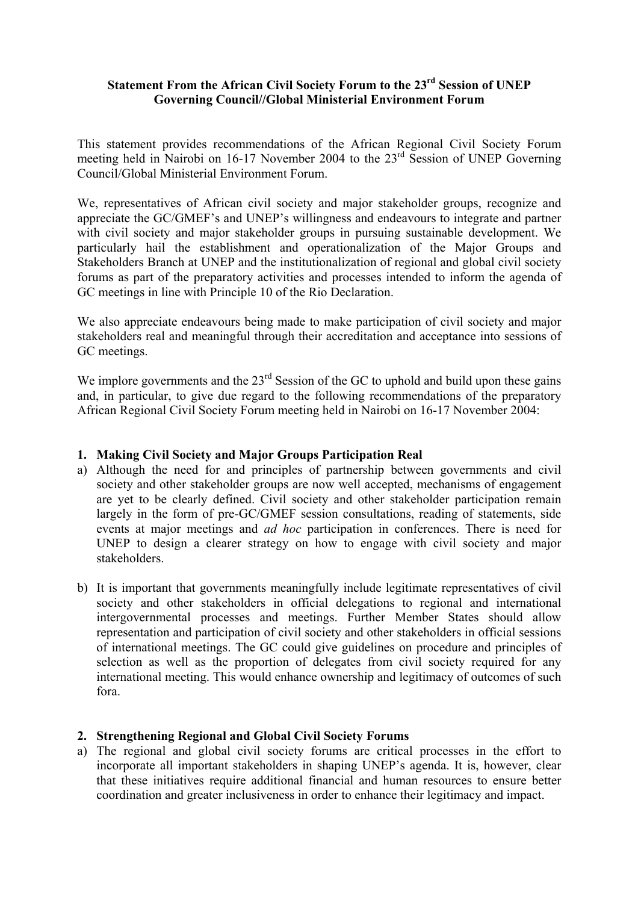# Statement From the African Civil Society Forum to the 23rd Session of UNEP Governing Council//Global Ministerial Environment Forum

This statement provides recommendations of the African Regional Civil Society Forum meeting held in Nairobi on 16-17 November 2004 to the 23rd Session of UNEP Governing Council/Global Ministerial Environment Forum.

We, representatives of African civil society and major stakeholder groups, recognize and appreciate the GC/GMEF's and UNEP's willingness and endeavours to integrate and partner with civil society and major stakeholder groups in pursuing sustainable development. We particularly hail the establishment and operationalization of the Major Groups and Stakeholders Branch at UNEP and the institutionalization of regional and global civil society forums as part of the preparatory activities and processes intended to inform the agenda of GC meetings in line with Principle 10 of the Rio Declaration.

We also appreciate endeavours being made to make participation of civil society and major stakeholders real and meaningful through their accreditation and acceptance into sessions of GC meetings.

We implore governments and the 23rd Session of the GC to uphold and build upon these gains and, in particular, to give due regard to the following recommendations of the preparatory African Regional Civil Society Forum meeting held in Nairobi on 16-17 November 2004:

## 1. Making Civil Society and Major Groups Participation Real

a) Although the need for and principles of partnership between governments and civil society and other stakeholder groups are now well accepted, mechanisms of engagement are yet to be clearly defined. Civil society and other stakeholder participation remain largely in the form of pre-GC/GMEF session consultations, reading of statements, side events at major meetings and *ad hoc* participation in conferences. There is need for UNEP to design a clearer strategy on how to engage with civil society and major stakeholders.

b) It is important that governments meaningfully include legitimate representatives of civil society and other stakeholders in official delegations to regional and international intergovernmental processes and meetings. Further Member States should allow representation and participation of civil society and other stakeholders in official sessions of international meetings. The GC could give guidelines on procedure and principles of selection as well as the proportion of delegates from civil society required for any international meeting. This would enhance ownership and legitimacy of outcomes of such fora.

## 2. Strengthening Regional and Global Civil Society Forums

a) The regional and global civil society forums are critical processes in the effort to incorporate all important stakeholders in shaping UNEP's agenda. It is, however, clear that these initiatives require additional financial and human resources to ensure better coordination and greater inclusiveness in order to enhance their legitimacy and impact.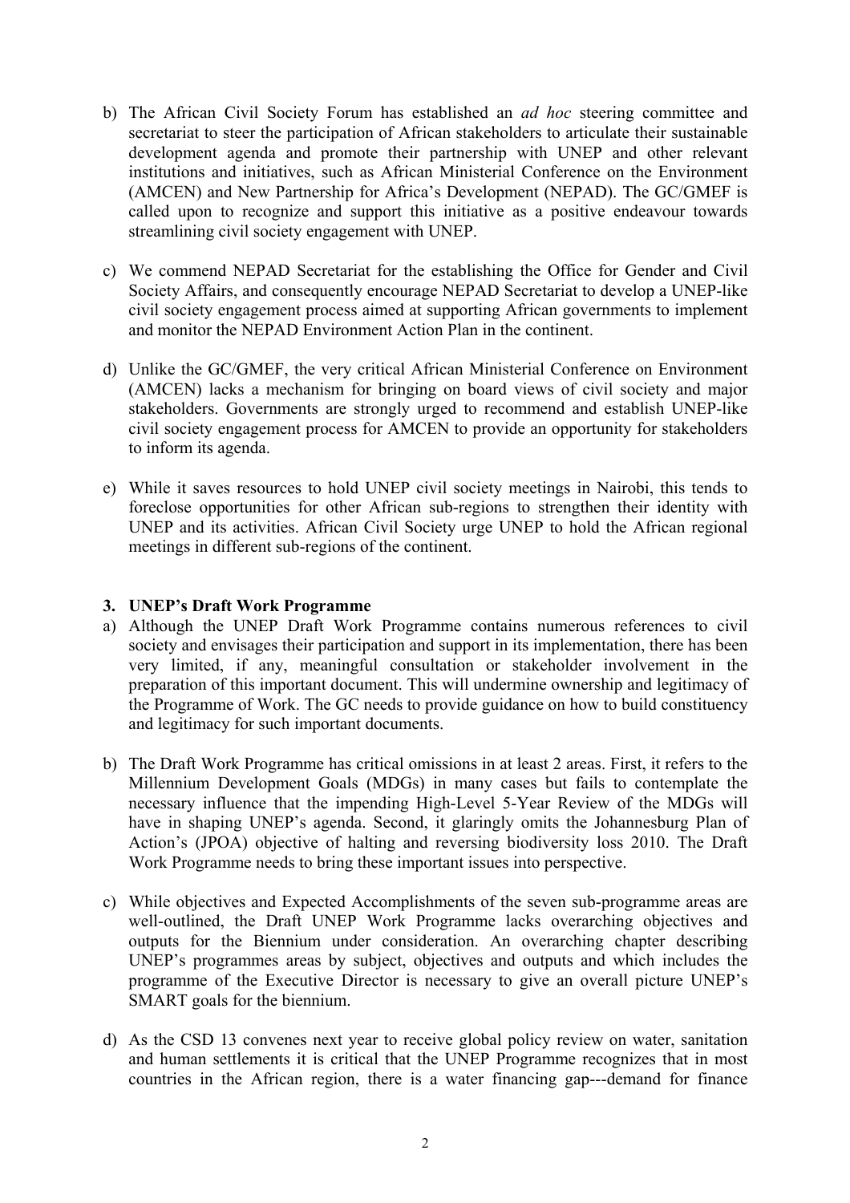b) The African Civil Society Forum has established an *ad hoc* steering committee and secretariat to steer the participation of African stakeholders to articulate their sustainable development agenda and promote their partnership with UNEP and other relevant institutions and initiatives, such as African Ministerial Conference on the Environment (AMCEN) and New Partnership for Africa's Development (NEPAD). The GC/GMEF is called upon to recognize and support this initiative as a positive endeavour towards streamlining civil society engagement with UNEP.

c) We commend NEPAD Secretariat for the establishing the Office for Gender and Civil Society Affairs, and consequently encourage NEPAD Secretariat to develop a UNEP-like civil society engagement process aimed at supporting African governments to implement and monitor the NEPAD Environment Action Plan in the continent.

d) Unlike the GC/GMEF, the very critical African Ministerial Conference on Environment (AMCEN) lacks a mechanism for bringing on board views of civil society and major stakeholders. Governments are strongly urged to recommend and establish UNEP-like civil society engagement process for AMCEN to provide an opportunity for stakeholders to inform its agenda.

e) While it saves resources to hold UNEP civil society meetings in Nairobi, this tends to foreclose opportunities for other African sub-regions to strengthen their identity with UNEP and its activities. African Civil Society urge UNEP to hold the African regional meetings in different sub-regions of the continent.

### 3. UNEP's Draft Work Programme

a) Although the UNEP Draft Work Programme contains numerous references to civil society and envisages their participation and support in its implementation, there has been very limited, if any, meaningful consultation or stakeholder involvement in the preparation of this important document. This will undermine ownership and legitimacy of the Programme of Work. The GC needs to provide guidance on how to build constituency and legitimacy for such important documents.

b) The Draft Work Programme has critical omissions in at least 2 areas. First, it refers to the Millennium Development Goals (MDGs) in many cases but fails to contemplate the necessary influence that the impending High-Level 5-Year Review of the MDGs will have in shaping UNEP's agenda. Second, it glaringly omits the Johannesburg Plan of Action's (JPOA) objective of halting and reversing biodiversity loss 2010. The Draft Work Programme needs to bring these important issues into perspective.

c) While objectives and Expected Accomplishments of the seven sub-programme areas are well-outlined, the Draft UNEP Work Programme lacks overarching objectives and outputs for the Biennium under consideration. An overarching chapter describing UNEP's programmes areas by subject, objectives and outputs and which includes the programme of the Executive Director is necessary to give an overall picture UNEP's SMART goals for the biennium.

d) As the CSD 13 convenes next year to receive global policy review on water, sanitation and human settlements it is critical that the UNEP Programme recognizes that in most countries in the African region, there is a water financing gap---demand for finance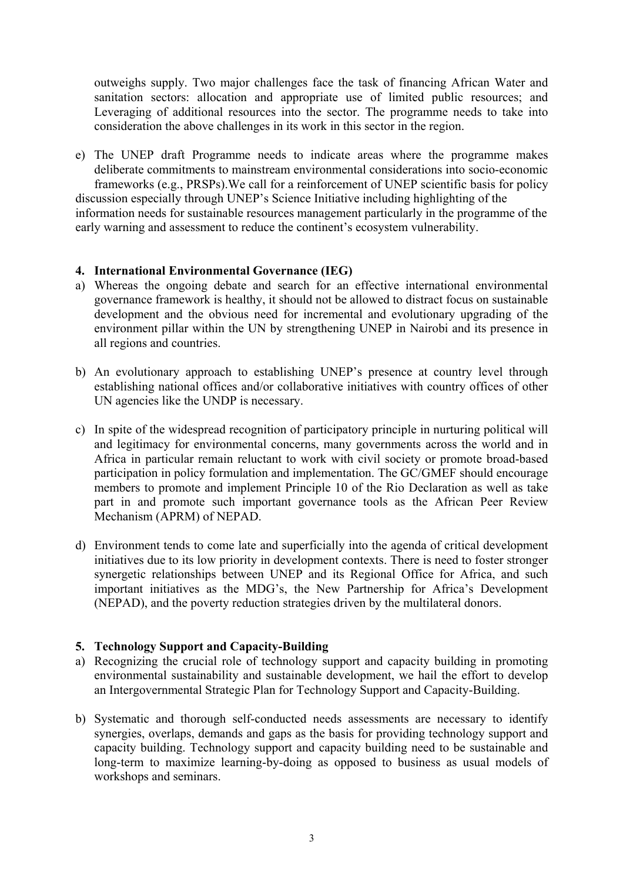outweighs supply. Two major challenges face the task of financing African Water and sanitation sectors: allocation and appropriate use of limited public resources; and Leveraging of additional resources into the sector. The programme needs to take into consideration the above challenges in its work in this sector in the region.

e) The UNEP draft Programme needs to indicate areas where the programme makes deliberate commitments to mainstream environmental considerations into socio-economic frameworks (e.g., PRSPs).We call for a reinforcement of UNEP scientific basis for policy discussion especially through UNEP's Science Initiative including highlighting of the information needs for sustainable resources management particularly in the programme of the early warning and assessment to reduce the continent's ecosystem vulnerability.

**4. International Environmental Governance (IEG)**

a) Whereas the ongoing debate and search for an effective international environmental governance framework is healthy, it should not be allowed to distract focus on sustainable development and the obvious need for incremental and evolutionary upgrading of the environment pillar within the UN by strengthening UNEP in Nairobi and its presence in all regions and countries.

b) An evolutionary approach to establishing UNEP's presence at country level through establishing national offices and/or collaborative initiatives with country offices of other UN agencies like the UNDP is necessary.

c) In spite of the widespread recognition of participatory principle in nurturing political will and legitimacy for environmental concerns, many governments across the world and in Africa in particular remain reluctant to work with civil society or promote broad-based participation in policy formulation and implementation. The GC/GMEF should encourage members to promote and implement Principle 10 of the Rio Declaration as well as take part in and promote such important governance tools as the African Peer Review Mechanism (APRM) of NEPAD.

d) Environment tends to come late and superficially into the agenda of critical development initiatives due to its low priority in development contexts. There is need to foster stronger synergetic relationships between UNEP and its Regional Office for Africa, and such important initiatives as the MDG's, the New Partnership for Africa's Development (NEPAD), and the poverty reduction strategies driven by the multilateral donors.

**5. Technology Support and Capacity-Building**

a) Recognizing the crucial role of technology support and capacity building in promoting environmental sustainability and sustainable development, we hail the effort to develop an Intergovernmental Strategic Plan for Technology Support and Capacity-Building.

b) Systematic and thorough self-conducted needs assessments are necessary to identify synergies, overlaps, demands and gaps as the basis for providing technology support and capacity building. Technology support and capacity building need to be sustainable and long-term to maximize learning-by-doing as opposed to business as usual models of workshops and seminars.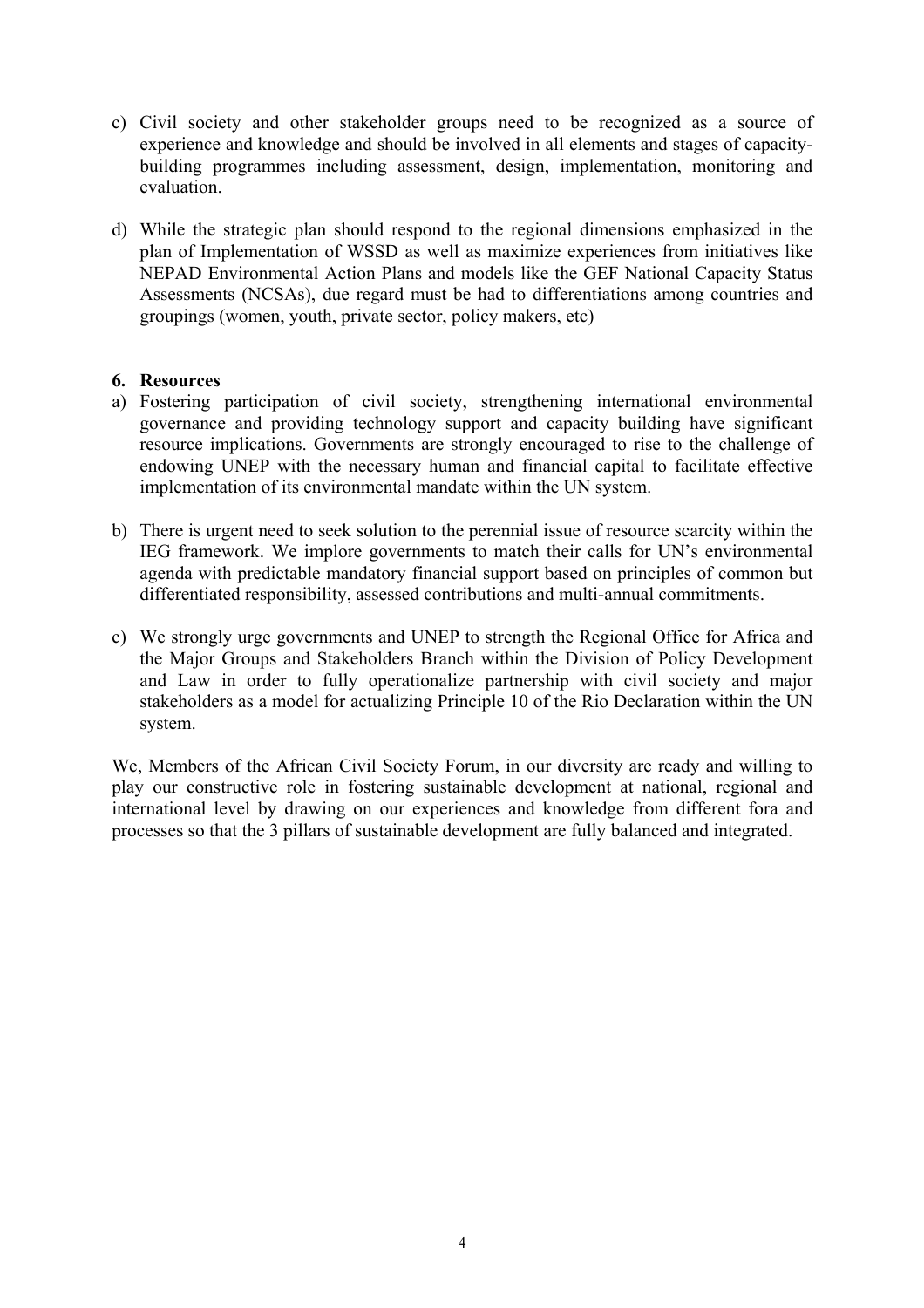c) Civil society and other stakeholder groups need to be recognized as a source of experience and knowledge and should be involved in all elements and stages of capacity-building programmes including assessment, design, implementation, monitoring and evaluation.

d) While the strategic plan should respond to the regional dimensions emphasized in the plan of Implementation of WSSD as well as maximize experiences from initiatives like NEPAD Environmental Action Plans and models like the GEF National Capacity Status Assessments (NCSAs), due regard must be had to differentiations among countries and groupings (women, youth, private sector, policy makers, etc)

**6. Resources**

a) Fostering participation of civil society, strengthening international environmental governance and providing technology support and capacity building have significant resource implications. Governments are strongly encouraged to rise to the challenge of endowing UNEP with the necessary human and financial capital to facilitate effective implementation of its environmental mandate within the UN system.

b) There is urgent need to seek solution to the perennial issue of resource scarcity within the IEG framework. We implore governments to match their calls for UN's environmental agenda with predictable mandatory financial support based on principles of common but differentiated responsibility, assessed contributions and multi-annual commitments.

c) We strongly urge governments and UNEP to strength the Regional Office for Africa and the Major Groups and Stakeholders Branch within the Division of Policy Development and Law in order to fully operationalize partnership with civil society and major stakeholders as a model for actualizing Principle 10 of the Rio Declaration within the UN system.

We, Members of the African Civil Society Forum, in our diversity are ready and willing to play our constructive role in fostering sustainable development at national, regional and international level by drawing on our experiences and knowledge from different fora and processes so that the 3 pillars of sustainable development are fully balanced and integrated.